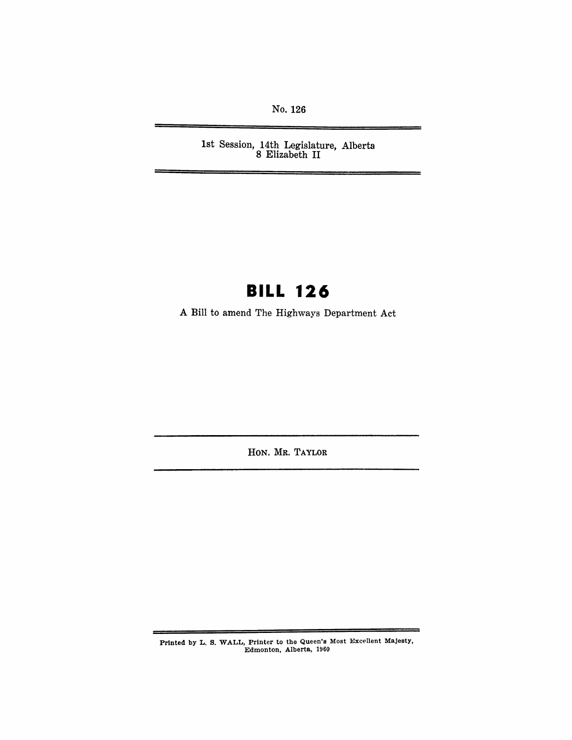No. 126

1st Session, 14th Legislature, Alberta
8 Elizabeth II

# BILL 126

A Bill to amend The Highways Department Act

HON. MR. TAYLOR

Printed by L. S. WALL, Printer to the Queen's Most Excellent Majesty, Edmonton, Alberta, 1960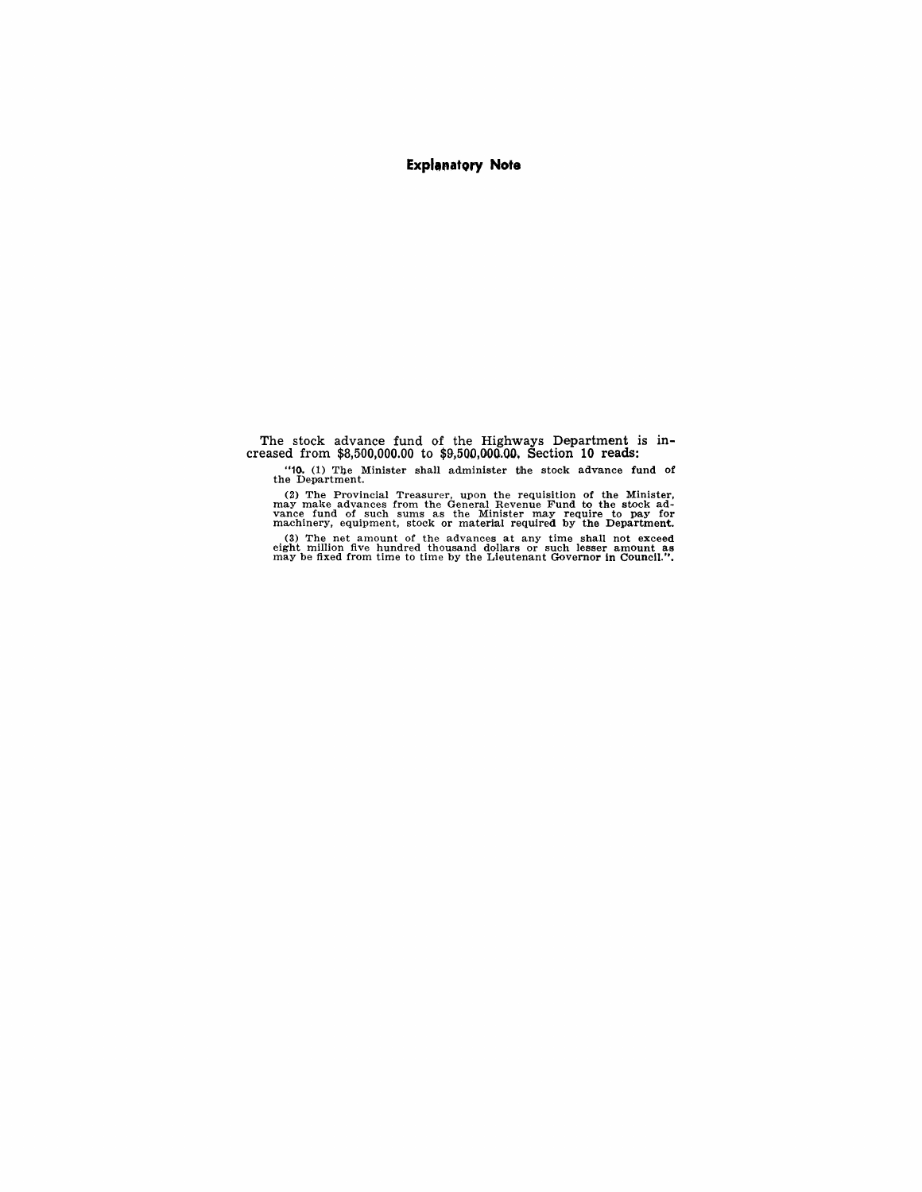**Explanatory Note**

The stock advance fund of the Highways Department is increased from $8,500,000.00 to $9,500,000.00. Section 10 reads:

"**10.** (1) The Minister shall administer the stock advance fund of the Department.

(2) The Provincial Treasurer, upon the requisition of the Minister, may make advances from the General Revenue Fund to the stock advance fund of such sums as the Minister may require to pay for machinery, equipment, stock or material required by the Department.

(3) The net amount of the advances at any time shall not exceed eight million five hundred thousand dollars or such lesser amount as may be fixed from time to time by the Lieutenant Governor in Council.".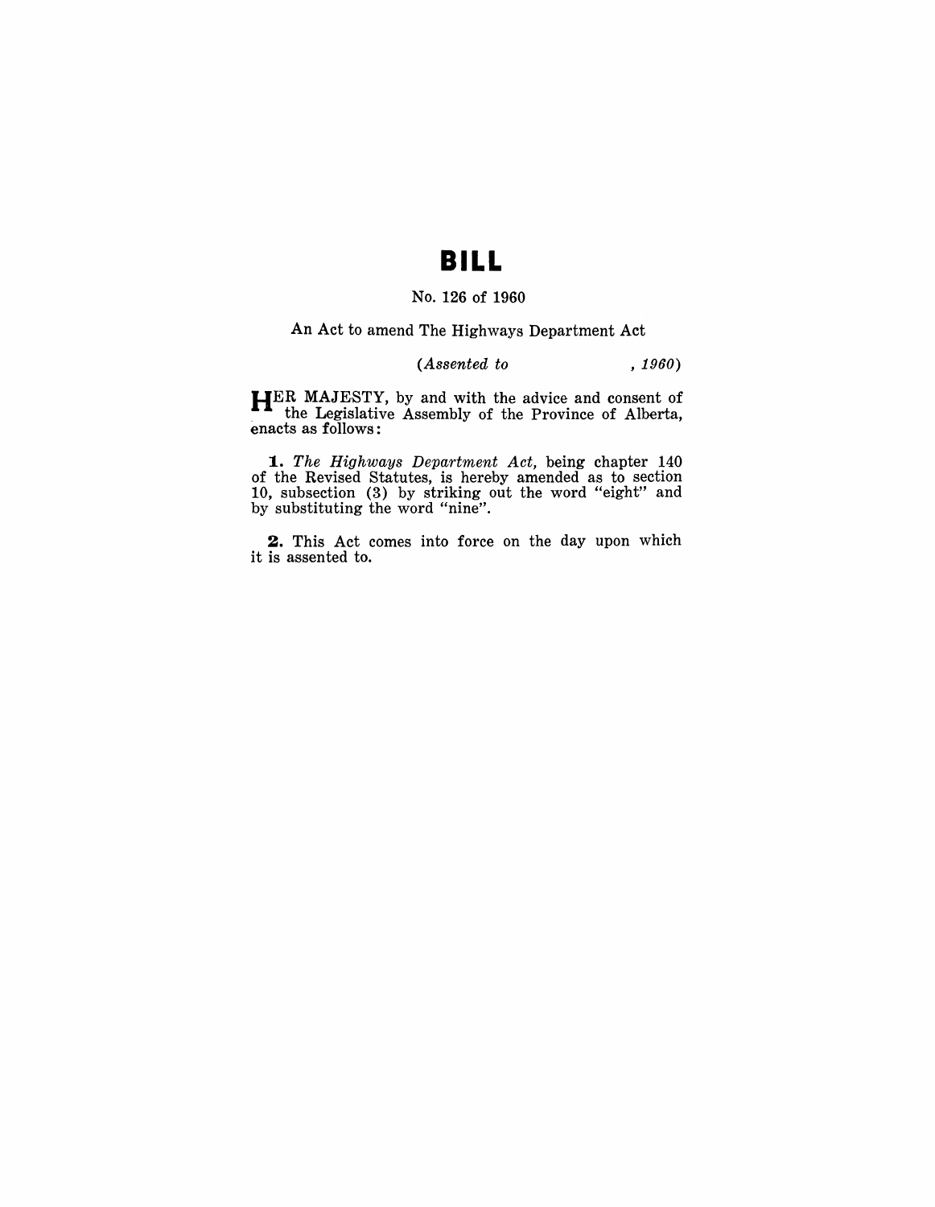# BILL

No. 126 of 1960

An Act to amend The Highways Department Act

*(Assented to , 1960)*

HER MAJESTY, by and with the advice and consent of the Legislative Assembly of the Province of Alberta, enacts as follows:

**1.** *The Highways Department Act,* being chapter 140 of the Revised Statutes, is hereby amended as to section 10, subsection (3) by striking out the word "eight" and by substituting the word "nine".

**2.** This Act comes into force on the day upon which it is assented to.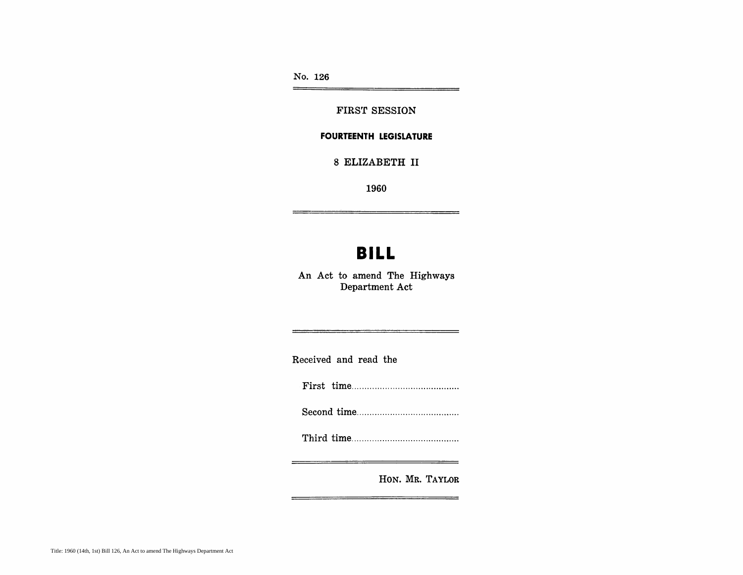No. 126

FIRST SESSION

**FOURTEENTH LEGISLATURE**

8 ELIZABETH II

1960

# BILL

An Act to amend The Highways Department Act

Received and read the

First time..........................................

Second time........................................

Third time..........................................

HON. MR. TAYLOR

Title: 1960 (14th, 1st) Bill 126, An Act to amend The Highways Department Act